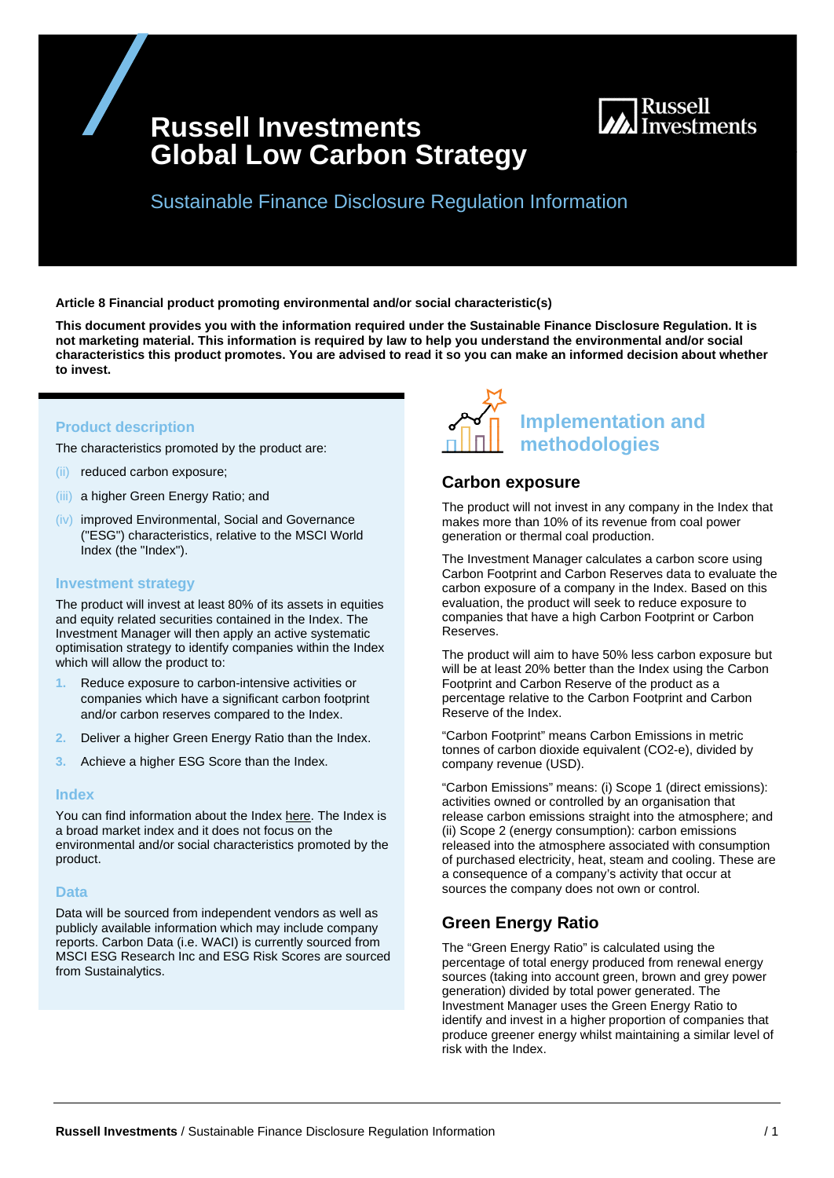# Russell Investments Global Low Carbon Strategy

## Sustainable Finance Disclosure Regulation Information

**Article 8 Financial product promoting environmental and/or social characteristic(s)**

**This document provides you with the information required under the Sustainable Finance Disclosure Regulation. It is not marketing material. This information is required by law to help you understand the environmental and/or social characteristics this product promotes. You are advised to read it so you can make an informed decision about whether to invest.**

### Product description

The characteristics promoted by the product are:

(ii) reduced carbon exposure;

(iii) a higher Green Energy Ratio; and

(iv) improved Environmental, Social and Governance ("ESG") characteristics, relative to the MSCI World Index (the "Index").

### Investment strategy

The product will invest at least 80% of its assets in equities and equity related securities contained in the Index. The Investment Manager will then apply an active systematic optimisation strategy to identify companies within the Index which will allow the product to:

1. Reduce exposure to carbon-intensive activities or companies which have a significant carbon footprint and/or carbon reserves compared to the Index.
2. Deliver a higher Green Energy Ratio than the Index.
3. Achieve a higher ESG Score than the Index.

### Index

You can find information about the Index here. The Index is a broad market index and it does not focus on the environmental and/or social characteristics promoted by the product.

### Data

Data will be sourced from independent vendors as well as publicly available information which may include company reports. Carbon Data (i.e. WACI) is currently sourced from MSCI ESG Research Inc and ESG Risk Scores are sourced from Sustainalytics.

## Implementation and methodologies

### Carbon exposure

The product will not invest in any company in the Index that makes more than 10% of its revenue from coal power generation or thermal coal production.

The Investment Manager calculates a carbon score using Carbon Footprint and Carbon Reserves data to evaluate the carbon exposure of a company in the Index. Based on this evaluation, the product will seek to reduce exposure to companies that have a high Carbon Footprint or Carbon Reserves.

The product will aim to have 50% less carbon exposure but will be at least 20% better than the Index using the Carbon Footprint and Carbon Reserve of the product as a percentage relative to the Carbon Footprint and Carbon Reserve of the Index.

"Carbon Footprint" means Carbon Emissions in metric tonnes of carbon dioxide equivalent ($CO_2$-e), divided by company revenue (USD).

"Carbon Emissions" means: (i) Scope 1 (direct emissions): activities owned or controlled by an organisation that release carbon emissions straight into the atmosphere; and (ii) Scope 2 (energy consumption): carbon emissions released into the atmosphere associated with consumption of purchased electricity, heat, steam and cooling. These are a consequence of a company's activity that occur at sources the company does not own or control.

### Green Energy Ratio

The "Green Energy Ratio" is calculated using the percentage of total energy produced from renewable energy sources (taking into account green, brown and grey power generation) divided by total power generated. The Investment Manager uses the Green Energy Ratio to identify and invest in a higher proportion of companies that produce greener energy whilst maintaining a similar level of risk with the Index.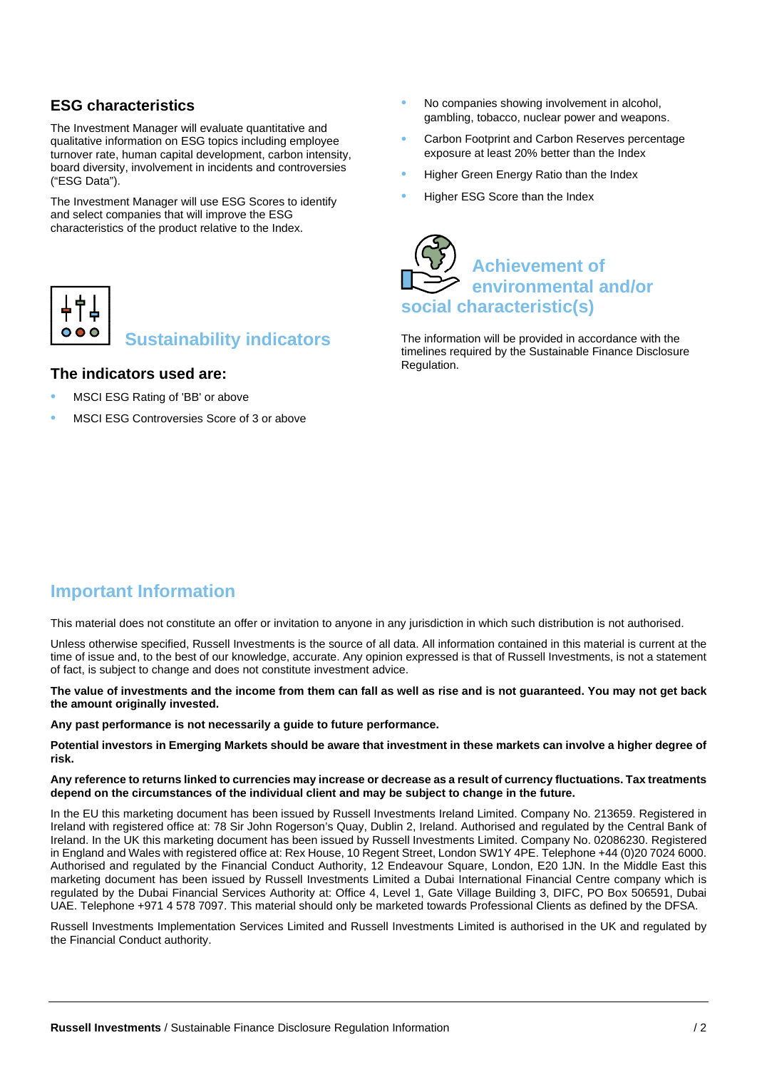## ESG characteristics

The Investment Manager will evaluate quantitative and qualitative information on ESG topics including employee turnover rate, human capital development, carbon intensity, board diversity, involvement in incidents and controversies ("ESG Data").

The Investment Manager will use ESG Scores to identify and select companies that will improve the ESG characteristics of the product relative to the Index.

- No companies showing involvement in alcohol, gambling, tobacco, nuclear power and weapons.
- Carbon Footprint and Carbon Reserves percentage exposure at least 20% better than the Index
- Higher Green Energy Ratio than the Index
- Higher ESG Score than the Index

## Sustainability indicators

### The indicators used are:

- MSCI ESG Rating of 'BB' or above
- MSCI ESG Controversies Score of 3 or above

## Achievement of environmental and/or social characteristic(s)

The information will be provided in accordance with the timelines required by the Sustainable Finance Disclosure Regulation.

## Important Information

This material does not constitute an offer or invitation to anyone in any jurisdiction in which such distribution is not authorised.

Unless otherwise specified, Russell Investments is the source of all data. All information contained in this material is current at the time of issue and, to the best of our knowledge, accurate. Any opinion expressed is that of Russell Investments, is not a statement of fact, is subject to change and does not constitute investment advice.

**The value of investments and the income from them can fall as well as rise and is not guaranteed. You may not get back the amount originally invested.**

**Any past performance is not necessarily a guide to future performance.**

**Potential investors in Emerging Markets should be aware that investment in these markets can involve a higher degree of risk.**

**Any reference to returns linked to currencies may increase or decrease as a result of currency fluctuations. Tax treatments depend on the circumstances of the individual client and may be subject to change in the future.**

In the EU this marketing document has been issued by Russell Investments Ireland Limited. Company No. 213659. Registered in Ireland with registered office at: 78 Sir John Rogerson's Quay, Dublin 2, Ireland. Authorised and regulated by the Central Bank of Ireland. In the UK this marketing document has been issued by Russell Investments Limited. Company No. 02086230. Registered in England and Wales with registered office at: Rex House, 10 Regent Street, London SW1Y 4PE. Telephone +44 (0)20 7024 6000. Authorised and regulated by the Financial Conduct Authority, 12 Endeavour Square, London, E20 1JN. In the Middle East this marketing document has been issued by Russell Investments Limited a Dubai International Financial Centre company which is regulated by the Dubai Financial Services Authority at: Office 4, Level 1, Gate Village Building 3, DIFC, PO Box 506591, Dubai UAE. Telephone +971 4 578 7097. This material should only be marketed towards Professional Clients as defined by the DFSA.

Russell Investments Implementation Services Limited and Russell Investments Limited is authorised in the UK and regulated by the Financial Conduct authority.